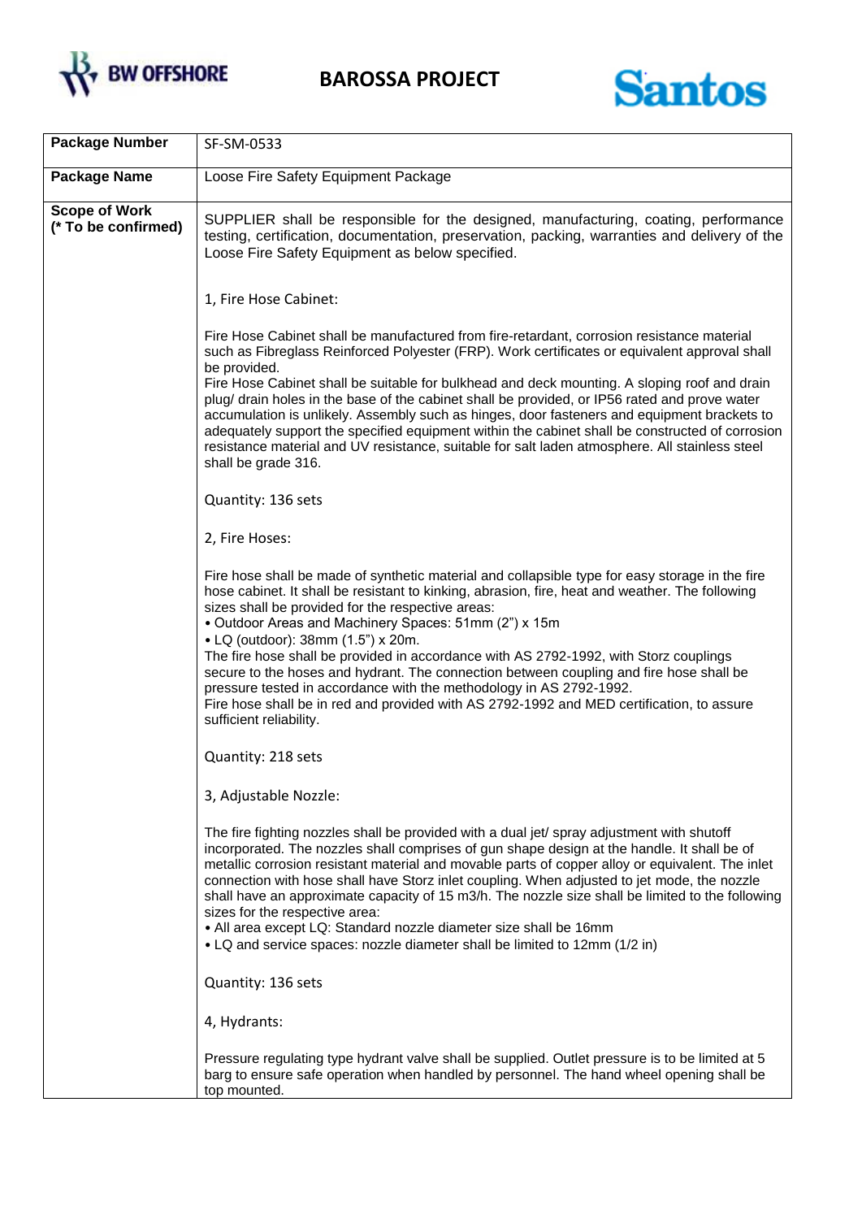# BAROSSA PROJECT

| Package Number | SF-SM-0533 |
|---|---|
| **Package Name** | Loose Fire Safety Equipment Package |
| **Scope of Work (* To be confirmed)** | SUPPLIER shall be responsible for the designed, manufacturing, coating, performance testing, certification, documentation, preservation, packing, warranties and delivery of the Loose Fire Safety Equipment as below specified.<br><br>1, Fire Hose Cabinet:<br><br>Fire Hose Cabinet shall be manufactured from fire-retardant, corrosion resistance material such as Fibreglass Reinforced Polyester (FRP). Work certificates or equivalent approval shall be provided.<br>Fire Hose Cabinet shall be suitable for bulkhead and deck mounting. A sloping roof and drain plug/ drain holes in the base of the cabinet shall be provided, or IP56 rated and prove water accumulation is unlikely. Assembly such as hinges, door fasteners and equipment brackets to adequately support the specified equipment within the cabinet shall be constructed of corrosion resistance material and UV resistance, suitable for salt laden atmosphere. All stainless steel shall be grade 316.<br><br>Quantity: 136 sets<br><br>2, Fire Hoses:<br><br>Fire hose shall be made of synthetic material and collapsible type for easy storage in the fire hose cabinet. It shall be resistant to kinking, abrasion, fire, heat and weather. The following sizes shall be provided for the respective areas:<br>• Outdoor Areas and Machinery Spaces: 51mm (2") x 15m<br>• LQ (outdoor): 38mm (1.5") x 20m.<br>The fire hose shall be provided in accordance with AS 2792-1992, with Storz couplings secure to the hoses and hydrant. The connection between coupling and fire hose shall be pressure tested in accordance with the methodology in AS 2792-1992.<br>Fire hose shall be in red and provided with AS 2792-1992 and MED certification, to assure sufficient reliability.<br><br>Quantity: 218 sets<br><br>3, Adjustable Nozzle:<br><br>The fire fighting nozzles shall be provided with a dual jet/ spray adjustment with shutoff incorporated. The nozzles shall comprises of gun shape design at the handle. It shall be of metallic corrosion resistant material and movable parts of copper alloy or equivalent. The inlet connection with hose shall have Storz inlet coupling. When adjusted to jet mode, the nozzle shall have an approximate capacity of 15 m3/h. The nozzle size shall be limited to the following sizes for the respective area:<br>• All area except LQ: Standard nozzle diameter size shall be 16mm<br>• LQ and service spaces: nozzle diameter shall be limited to 12mm (1/2 in)<br><br>Quantity: 136 sets<br><br>4, Hydrants:<br><br>Pressure regulating type hydrant valve shall be supplied. Outlet pressure is to be limited at 5 barg to ensure safe operation when handled by personnel. The hand wheel opening shall be top mounted. |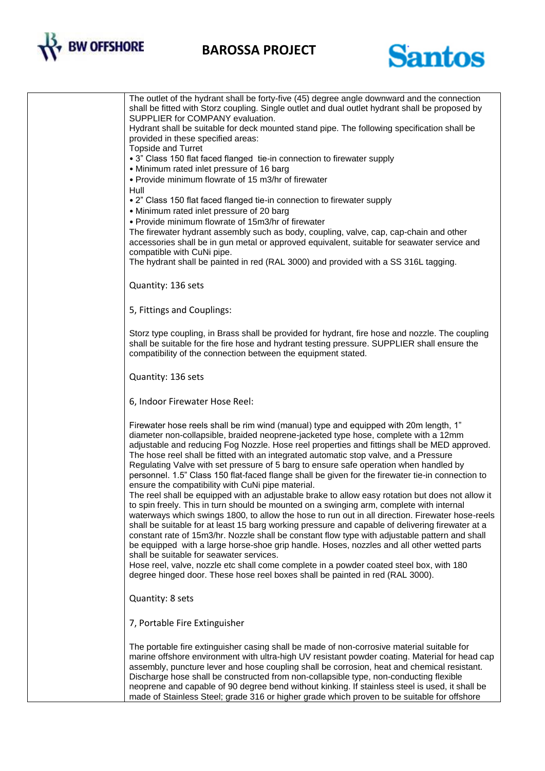The outlet of the hydrant shall be forty-five (45) degree angle downward and the connection shall be fitted with Storz coupling. Single outlet and dual outlet hydrant shall be proposed by SUPPLIER for COMPANY evaluation.

Hydrant shall be suitable for deck mounted stand pipe. The following specification shall be provided in these specified areas:

Topside and Turret

- 3" Class 150 flat faced flanged tie-in connection to firewater supply
- Minimum rated inlet pressure of 16 barg
- Provide minimum flowrate of 15 m3/hr of firewater

Hull

- 2" Class 150 flat faced flanged tie-in connection to firewater supply
- Minimum rated inlet pressure of 20 barg
- Provide minimum flowrate of 15m3/hr of firewater

The firewater hydrant assembly such as body, coupling, valve, cap, cap-chain and other accessories shall be in gun metal or approved equivalent, suitable for seawater service and compatible with CuNi pipe.

The hydrant shall be painted in red (RAL 3000) and provided with a SS 316L tagging.

Quantity: 136 sets

5, Fittings and Couplings:

Storz type coupling, in Brass shall be provided for hydrant, fire hose and nozzle. The coupling shall be suitable for the fire hose and hydrant testing pressure. SUPPLIER shall ensure the compatibility of the connection between the equipment stated.

Quantity: 136 sets

6, Indoor Firewater Hose Reel:

Firewater hose reels shall be rim wind (manual) type and equipped with 20m length, 1" diameter non-collapsible, braided neoprene-jacketed type hose, complete with a 12mm adjustable and reducing Fog Nozzle. Hose reel properties and fittings shall be MED approved. The hose reel shall be fitted with an integrated automatic stop valve, and a Pressure Regulating Valve with set pressure of 5 barg to ensure safe operation when handled by personnel. 1.5" Class 150 flat-faced flange shall be given for the firewater tie-in connection to ensure the compatibility with CuNi pipe material.

The reel shall be equipped with an adjustable brake to allow easy rotation but does not allow it to spin freely. This in turn should be mounted on a swinging arm, complete with internal waterways which swings 1800, to allow the hose to run out in all direction. Firewater hose-reels shall be suitable for at least 15 barg working pressure and capable of delivering firewater at a constant rate of 15m3/hr. Nozzle shall be constant flow type with adjustable pattern and shall be equipped with a large horse-shoe grip handle. Hoses, nozzles and all other wetted parts shall be suitable for seawater services.

Hose reel, valve, nozzle etc shall come complete in a powder coated steel box, with 180 degree hinged door. These hose reel boxes shall be painted in red (RAL 3000).

Quantity: 8 sets

7, Portable Fire Extinguisher

The portable fire extinguisher casing shall be made of non-corrosive material suitable for marine offshore environment with ultra-high UV resistant powder coating. Material for head cap assembly, puncture lever and hose coupling shall be corrosion, heat and chemical resistant. Discharge hose shall be constructed from non-collapsible type, non-conducting flexible neoprene and capable of 90 degree bend without kinking. If stainless steel is used, it shall be made of Stainless Steel; grade 316 or higher grade which proven to be suitable for offshore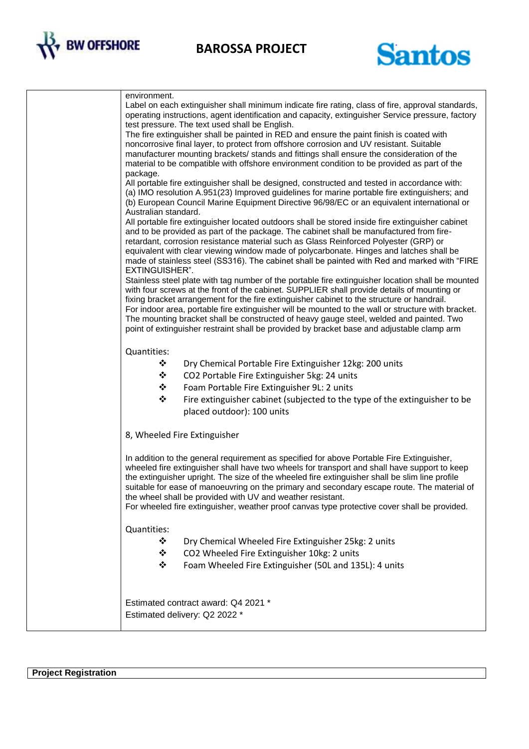environment.
Label on each extinguisher shall minimum indicate fire rating, class of fire, approval standards, operating instructions, agent identification and capacity, extinguisher Service pressure, factory test pressure. The text used shall be English.
The fire extinguisher shall be painted in RED and ensure the paint finish is coated with noncorrosive final layer, to protect from offshore corrosion and UV resistant. Suitable manufacturer mounting brackets/ stands and fittings shall ensure the consideration of the material to be compatible with offshore environment condition to be provided as part of the package.
All portable fire extinguisher shall be designed, constructed and tested in accordance with:
(a) IMO resolution A.951(23) Improved guidelines for marine portable fire extinguishers; and
(b) European Council Marine Equipment Directive 96/98/EC or an equivalent international or Australian standard.
All portable fire extinguisher located outdoors shall be stored inside fire extinguisher cabinet and to be provided as part of the package. The cabinet shall be manufactured from fire-retardant, corrosion resistance material such as Glass Reinforced Polyester (GRP) or equivalent with clear viewing window made of polycarbonate. Hinges and latches shall be made of stainless steel (SS316). The cabinet shall be painted with Red and marked with "FIRE EXTINGUISHER".
Stainless steel plate with tag number of the portable fire extinguisher location shall be mounted with four screws at the front of the cabinet. SUPPLIER shall provide details of mounting or fixing bracket arrangement for the fire extinguisher cabinet to the structure or handrail.
For indoor area, portable fire extinguisher will be mounted to the wall or structure with bracket. The mounting bracket shall be constructed of heavy gauge steel, welded and painted. Two point of extinguisher restraint shall be provided by bracket base and adjustable clamp arm

Quantities:

- Dry Chemical Portable Fire Extinguisher 12kg: 200 units
- CO2 Portable Fire Extinguisher 5kg: 24 units
- Foam Portable Fire Extinguisher 9L: 2 units
- Fire extinguisher cabinet (subjected to the type of the extinguisher to be placed outdoor): 100 units

8, Wheeled Fire Extinguisher

In addition to the general requirement as specified for above Portable Fire Extinguisher, wheeled fire extinguisher shall have two wheels for transport and shall have support to keep the extinguisher upright. The size of the wheeled fire extinguisher shall be slim line profile suitable for ease of manoeuvring on the primary and secondary escape route. The material of the wheel shall be provided with UV and weather resistant.
For wheeled fire extinguisher, weather proof canvas type protective cover shall be provided.

Quantities:

- Dry Chemical Wheeled Fire Extinguisher 25kg: 2 units
- CO2 Wheeled Fire Extinguisher 10kg: 2 units
- Foam Wheeled Fire Extinguisher (50L and 135L): 4 units

Estimated contract award: Q4 2021 *
Estimated delivery: Q2 2022 *

**Project Registration**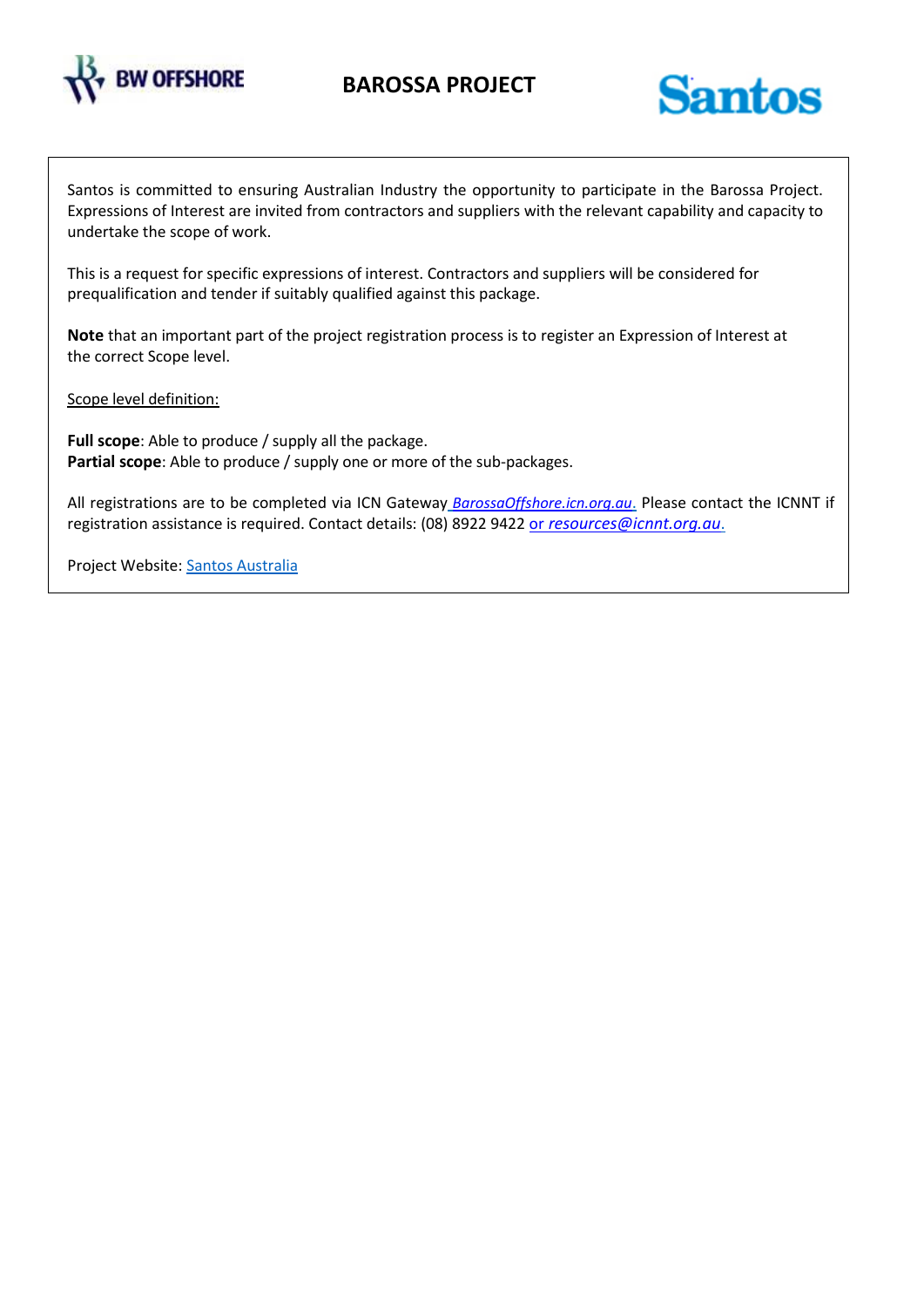# BAROSSA PROJECT

Santos is committed to ensuring Australian Industry the opportunity to participate in the Barossa Project. Expressions of Interest are invited from contractors and suppliers with the relevant capability and capacity to undertake the scope of work.

This is a request for specific expressions of interest. Contractors and suppliers will be considered for prequalification and tender if suitably qualified against this package.

**Note** that an important part of the project registration process is to register an Expression of Interest at the correct Scope level.

Scope level definition:

**Full scope**: Able to produce / supply all the package.
**Partial scope**: Able to produce / supply one or more of the sub-packages.

All registrations are to be completed via ICN Gateway *BarossaOffshore.icn.org.au*. Please contact the ICNNT if registration assistance is required. Contact details: (08) 8922 9422 or *resources@icnnt.org.au*.

Project Website: Santos Australia